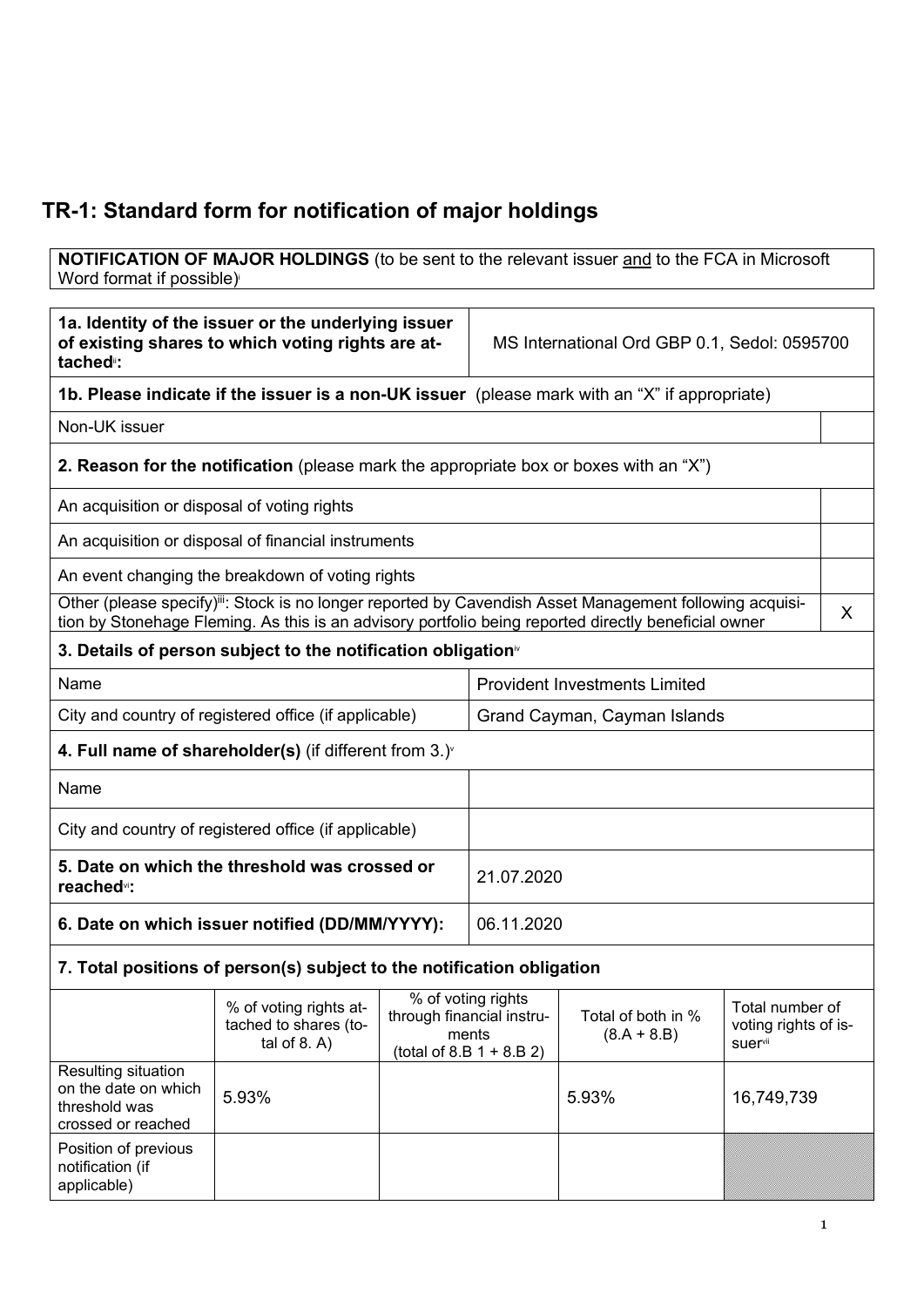# TR-1: Standard form for notification of major holdings

| **NOTIFICATION OF MAJOR HOLDINGS** (to be sent to the relevant issuer and to the FCA in Microsoft Word format if possible)[i] |
|---|

| **1a. Identity of the issuer or the underlying issuer of existing shares to which voting rights are attached[ii]:** | MS International Ord GBP 0.1, Sedol: 0595700 |
|---|---|

| **1b. Please indicate if the issuer is a non-UK issuer** (please mark with an "X" if appropriate) | |
|---|---|
| Non-UK issuer | |

| **2. Reason for the notification** (please mark the appropriate box or boxes with an "X") | |
|---|---|
| An acquisition or disposal of voting rights | |
| An acquisition or disposal of financial instruments | |
| An event changing the breakdown of voting rights | |
| Other (please specify)[iii]: Stock is no longer reported by Cavendish Asset Management following acquisition by Stonehage Fleming. As this is an advisory portfolio being reported directly beneficial owner | X |

| **3. Details of person subject to the notification obligation[iv]** | |
|---|---|
| Name | Provident Investments Limited |
| City and country of registered office (if applicable) | Grand Cayman, Cayman Islands |

| **4. Full name of shareholder(s)** (if different from 3.)[v] | |
|---|---|
| Name | |
| City and country of registered office (if applicable) | |

| **5. Date on which the threshold was crossed or reached[vi]:** | 21.07.2020 |
|---|---|
| **6. Date on which issuer notified (DD/MM/YYYY):** | 06.11.2020 |

**7. Total positions of person(s) subject to the notification obligation**

| | % of voting rights attached to shares (total of 8. A) | % of voting rights through financial instruments (total of 8.B 1 + 8.B 2) | Total of both in % (8.A + 8.B) | Total number of voting rights of issuer[vii] |
|---|---|---|---|---|
| Resulting situation on the date on which threshold was crossed or reached | 5.93% | | 5.93% | 16,749,739 |
| Position of previous notification (if applicable) | | | | |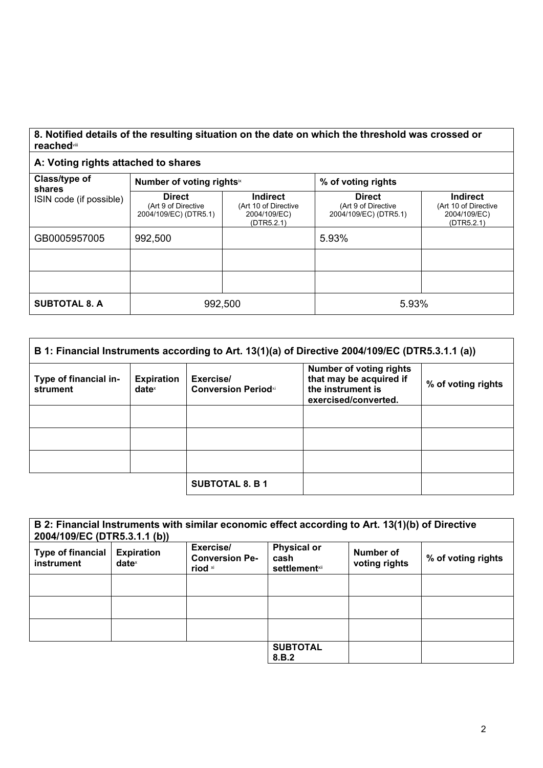## 8. Notified details of the resulting situation on the date on which the threshold was crossed or reached[viii]

### A: Voting rights attached to shares

| Class/type of shares<br>ISIN code (if possible) | Number of voting rights[ix] | | % of voting rights | |
|---|---|---|---|---|
| | **Direct**<br>(Art 9 of Directive 2004/109/EC) (DTR5.1) | **Indirect**<br>(Art 10 of Directive 2004/109/EC) (DTR5.2.1) | **Direct**<br>(Art 9 of Directive 2004/109/EC) (DTR5.1) | **Indirect**<br>(Art 10 of Directive 2004/109/EC) (DTR5.2.1) |
| GB0005957005 | 992,500 | | 5.93% | |
| | | | | |
| | | | | |
| **SUBTOTAL 8. A** | 992,500 | | 5.93% | |

### B 1: Financial Instruments according to Art. 13(1)(a) of Directive 2004/109/EC (DTR5.3.1.1 (a))

| Type of financial instrument | Expiration date[x] | Exercise/ Conversion Period[xi] | Number of voting rights that may be acquired if the instrument is exercised/converted. | % of voting rights |
|---|---|---|---|---|
| | | | | |
| | | | | |
| | | | | |
| | | **SUBTOTAL 8. B 1** | | |

### B 2: Financial Instruments with similar economic effect according to Art. 13(1)(b) of Directive 2004/109/EC (DTR5.3.1.1 (b))

| Type of financial instrument | Expiration date[x] | Exercise/ Conversion Period [xi] | Physical or cash settlement[xii] | Number of voting rights | % of voting rights |
|---|---|---|---|---|---|
| | | | | | |
| | | | | | |
| | | | | | |
| | | | **SUBTOTAL 8.B.2** | | |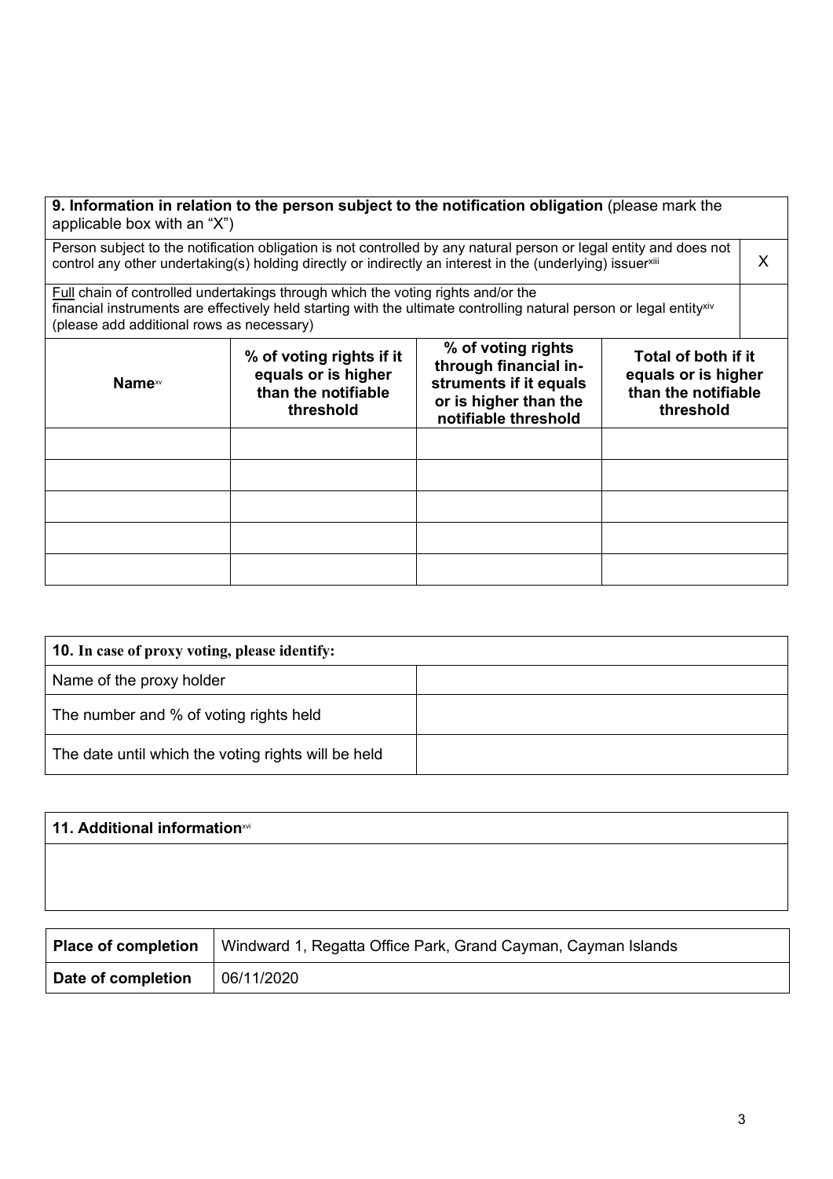| **9. Information in relation to the person subject to the notification obligation** (please mark the applicable box with an "X") | | | | |
|---|---|---|---|---|
| Person subject to the notification obligation is not controlled by any natural person or legal entity and does not control any other undertaking(s) holding directly or indirectly an interest in the (underlying) issuer[xiii] | | | | X |
| Full chain of controlled undertakings through which the voting rights and/or the financial instruments are effectively held starting with the ultimate controlling natural person or legal entity[xiv] (please add additional rows as necessary) | | | | |
| **Name**[xv] | **% of voting rights if it equals or is higher than the notifiable threshold** | **% of voting rights through financial instruments if it equals or is higher than the notifiable threshold** | **Total of both if it equals or is higher than the notifiable threshold** | |
| | | | | |
| | | | | |
| | | | | |
| | | | | |
| | | | | |

| **10. In case of proxy voting, please identify:** | |
|---|---|
| Name of the proxy holder | |
| The number and % of voting rights held | |
| The date until which the voting rights will be held | |

| **11. Additional information**[xvi] |
|---|
| |

| | |
|---|---|
| **Place of completion** | Windward 1, Regatta Office Park, Grand Cayman, Cayman Islands |
| **Date of completion** | 06/11/2020 |